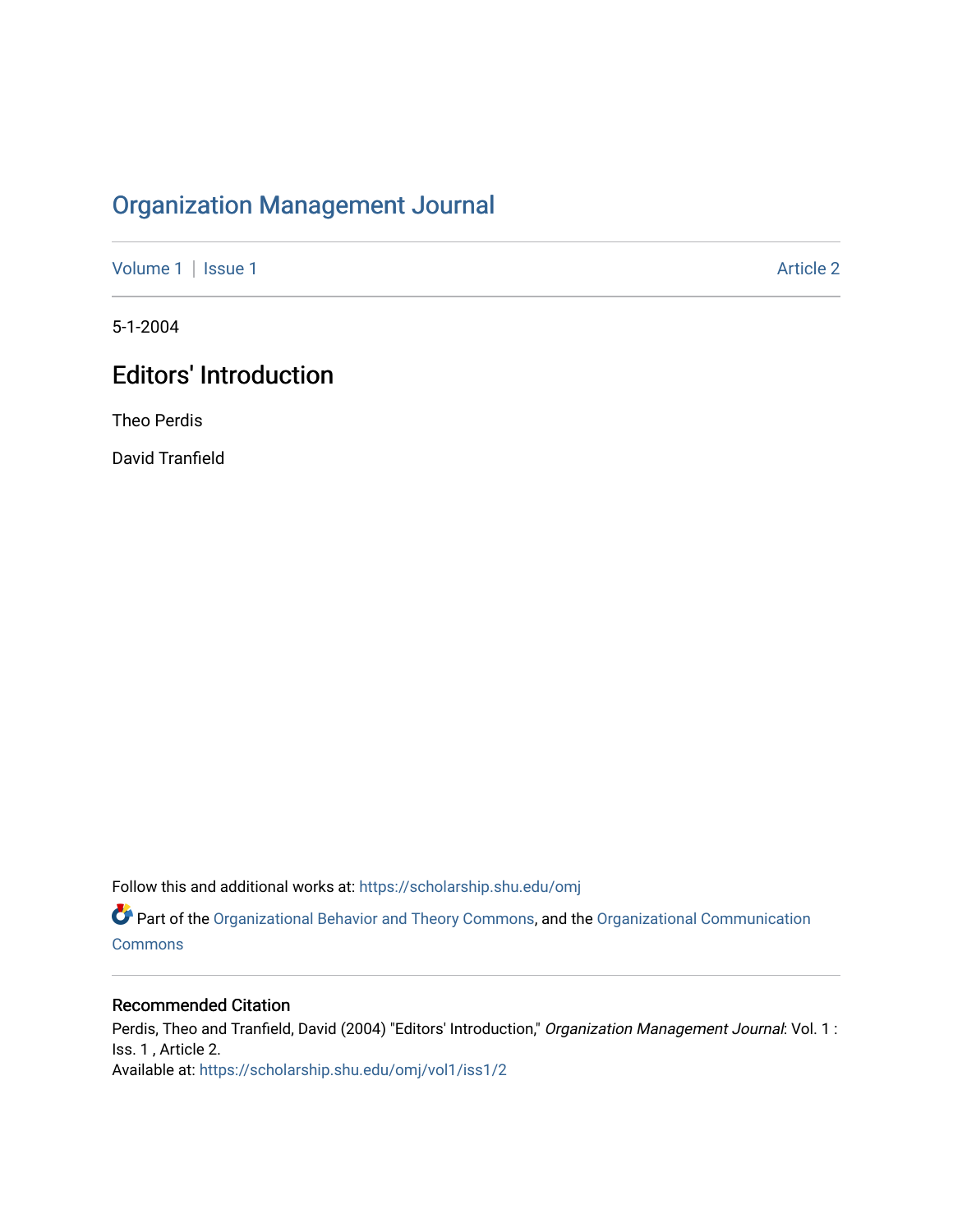# Organization Management Journal

Volume 1 | Issue 1 Article 2

5-1-2004

## Editors' Introduction

Theo Perdis

David Tranfield

Follow this and additional works at: https://scholarship.shu.edu/omj

Part of the Organizational Behavior and Theory Commons, and the Organizational Communication Commons

### Recommended Citation

Perdis, Theo and Tranfield, David (2004) "Editors' Introduction," *Organization Management Journal*: Vol. 1 : Iss. 1 , Article 2.
Available at: https://scholarship.shu.edu/omj/vol1/iss1/2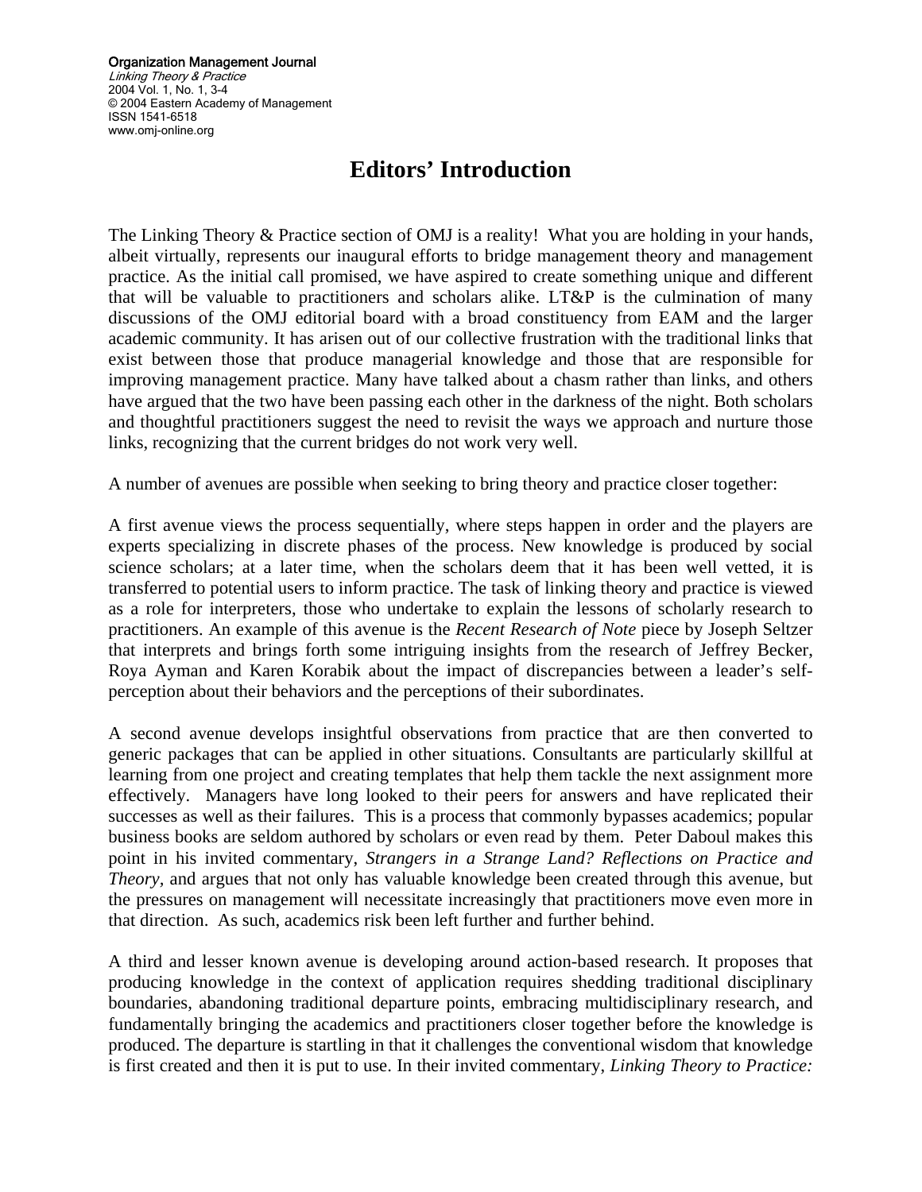# Editors' Introduction

The Linking Theory & Practice section of OMJ is a reality! What you are holding in your hands, albeit virtually, represents our inaugural efforts to bridge management theory and management practice. As the initial call promised, we have aspired to create something unique and different that will be valuable to practitioners and scholars alike. LT&P is the culmination of many discussions of the OMJ editorial board with a broad constituency from EAM and the larger academic community. It has arisen out of our collective frustration with the traditional links that exist between those that produce managerial knowledge and those that are responsible for improving management practice. Many have talked about a chasm rather than links, and others have argued that the two have been passing each other in the darkness of the night. Both scholars and thoughtful practitioners suggest the need to revisit the ways we approach and nurture those links, recognizing that the current bridges do not work very well.

A number of avenues are possible when seeking to bring theory and practice closer together:

A first avenue views the process sequentially, where steps happen in order and the players are experts specializing in discrete phases of the process. New knowledge is produced by social science scholars; at a later time, when the scholars deem that it has been well vetted, it is transferred to potential users to inform practice. The task of linking theory and practice is viewed as a role for interpreters, those who undertake to explain the lessons of scholarly research to practitioners. An example of this avenue is the *Recent Research of Note* piece by Joseph Seltzer that interprets and brings forth some intriguing insights from the research of Jeffrey Becker, Roya Ayman and Karen Korabik about the impact of discrepancies between a leader's self-perception about their behaviors and the perceptions of their subordinates.

A second avenue develops insightful observations from practice that are then converted to generic packages that can be applied in other situations. Consultants are particularly skillful at learning from one project and creating templates that help them tackle the next assignment more effectively. Managers have long looked to their peers for answers and have replicated their successes as well as their failures. This is a process that commonly bypasses academics; popular business books are seldom authored by scholars or even read by them. Peter Daboul makes this point in his invited commentary, *Strangers in a Strange Land? Reflections on Practice and Theory*, and argues that not only has valuable knowledge been created through this avenue, but the pressures on management will necessitate increasingly that practitioners move even more in that direction. As such, academics risk been left further and further behind.

A third and lesser known avenue is developing around action-based research. It proposes that producing knowledge in the context of application requires shedding traditional disciplinary boundaries, abandoning traditional departure points, embracing multidisciplinary research, and fundamentally bringing the academics and practitioners closer together before the knowledge is produced. The departure is startling in that it challenges the conventional wisdom that knowledge is first created and then it is put to use. In their invited commentary, *Linking Theory to Practice:*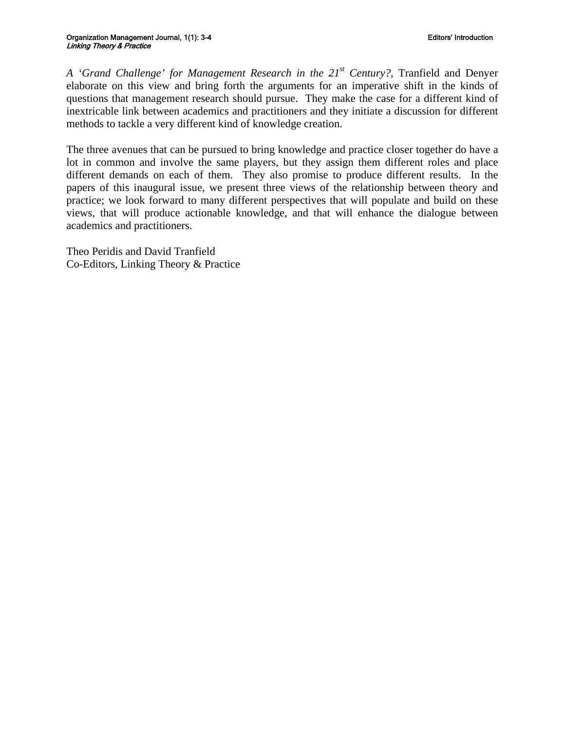*A 'Grand Challenge' for Management Research in the 21st Century?,* Tranfield and Denyer elaborate on this view and bring forth the arguments for an imperative shift in the kinds of questions that management research should pursue. They make the case for a different kind of inextricable link between academics and practitioners and they initiate a discussion for different methods to tackle a very different kind of knowledge creation.

The three avenues that can be pursued to bring knowledge and practice closer together do have a lot in common and involve the same players, but they assign them different roles and place different demands on each of them. They also promise to produce different results. In the papers of this inaugural issue, we present three views of the relationship between theory and practice; we look forward to many different perspectives that will populate and build on these views, that will produce actionable knowledge, and that will enhance the dialogue between academics and practitioners.

Theo Peridis and David Tranfield
Co-Editors, Linking Theory & Practice